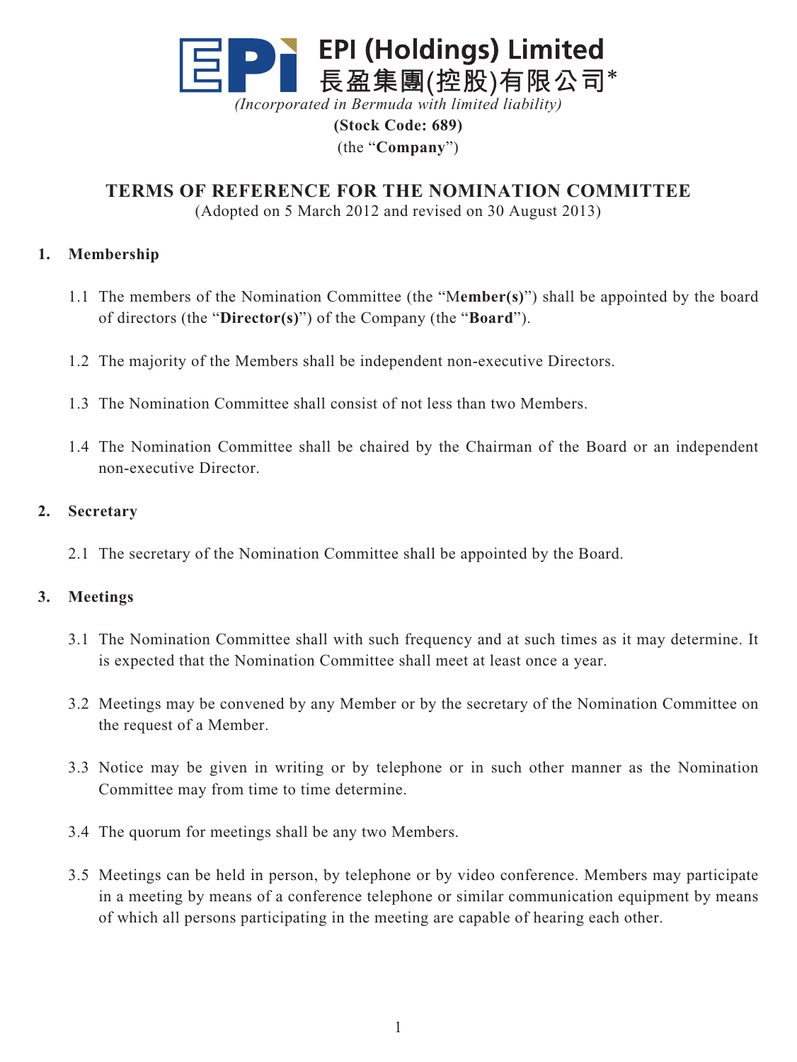**EPI (Holdings) Limited**
**長盈集團(控股)有限公司***

*(Incorporated in Bermuda with limited liability)*

**(Stock Code: 689)**

(the "**Company**")

# TERMS OF REFERENCE FOR THE NOMINATION COMMITTEE

(Adopted on 5 March 2012 and revised on 30 August 2013)

## 1. Membership

1.1 The members of the Nomination Committee (the "M**ember(s)**") shall be appointed by the board of directors (the "**Director(s)**") of the Company (the "**Board**").

1.2 The majority of the Members shall be independent non-executive Directors.

1.3 The Nomination Committee shall consist of not less than two Members.

1.4 The Nomination Committee shall be chaired by the Chairman of the Board or an independent non-executive Director.

## 2. Secretary

2.1 The secretary of the Nomination Committee shall be appointed by the Board.

## 3. Meetings

3.1 The Nomination Committee shall with such frequency and at such times as it may determine. It is expected that the Nomination Committee shall meet at least once a year.

3.2 Meetings may be convened by any Member or by the secretary of the Nomination Committee on the request of a Member.

3.3 Notice may be given in writing or by telephone or in such other manner as the Nomination Committee may from time to time determine.

3.4 The quorum for meetings shall be any two Members.

3.5 Meetings can be held in person, by telephone or by video conference. Members may participate in a meeting by means of a conference telephone or similar communication equipment by means of which all persons participating in the meeting are capable of hearing each other.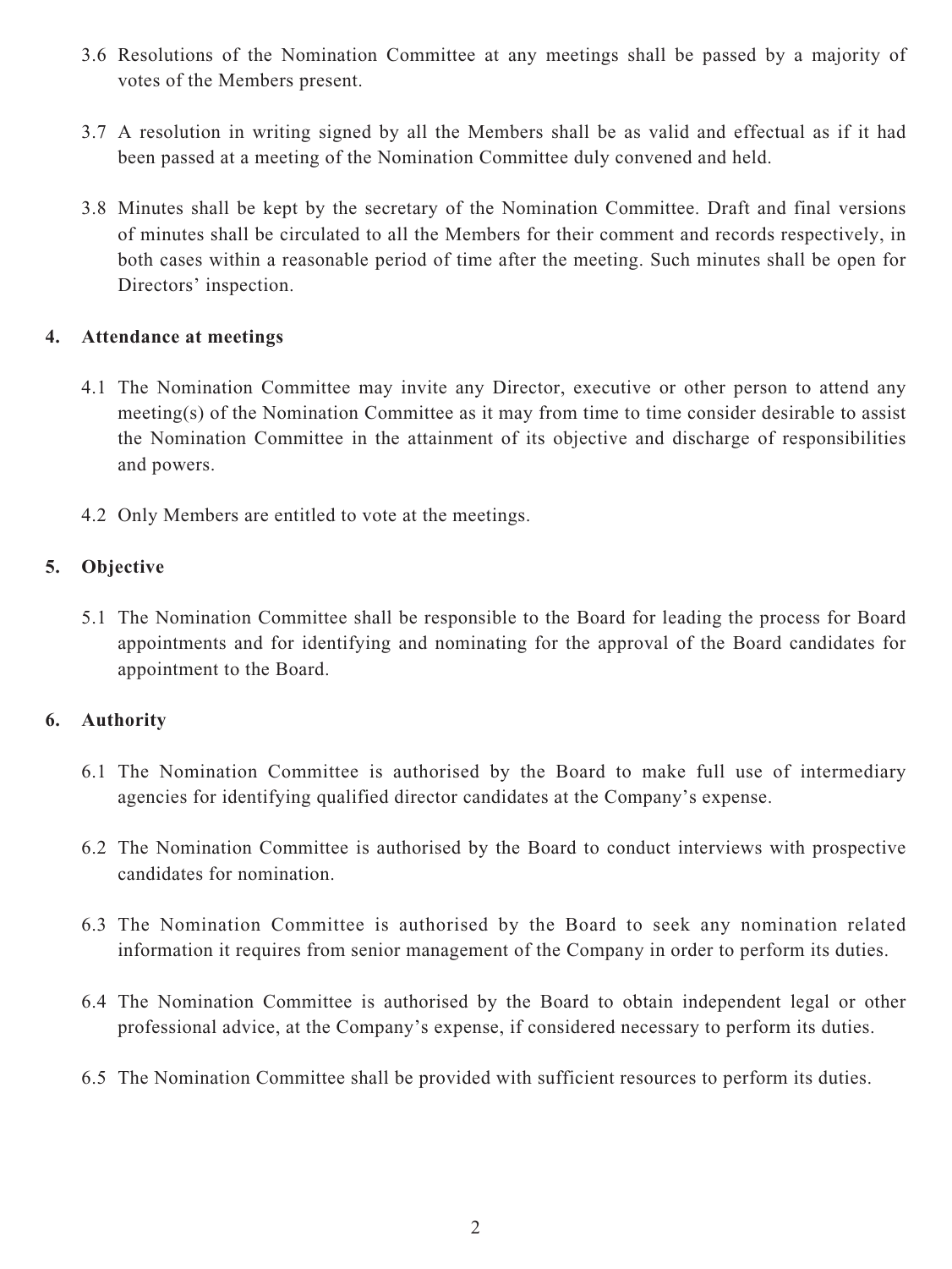3.6 Resolutions of the Nomination Committee at any meetings shall be passed by a majority of votes of the Members present.

3.7 A resolution in writing signed by all the Members shall be as valid and effectual as if it had been passed at a meeting of the Nomination Committee duly convened and held.

3.8 Minutes shall be kept by the secretary of the Nomination Committee. Draft and final versions of minutes shall be circulated to all the Members for their comment and records respectively, in both cases within a reasonable period of time after the meeting. Such minutes shall be open for Directors' inspection.

## 4. Attendance at meetings

4.1 The Nomination Committee may invite any Director, executive or other person to attend any meeting(s) of the Nomination Committee as it may from time to time consider desirable to assist the Nomination Committee in the attainment of its objective and discharge of responsibilities and powers.

4.2 Only Members are entitled to vote at the meetings.

## 5. Objective

5.1 The Nomination Committee shall be responsible to the Board for leading the process for Board appointments and for identifying and nominating for the approval of the Board candidates for appointment to the Board.

## 6. Authority

6.1 The Nomination Committee is authorised by the Board to make full use of intermediary agencies for identifying qualified director candidates at the Company's expense.

6.2 The Nomination Committee is authorised by the Board to conduct interviews with prospective candidates for nomination.

6.3 The Nomination Committee is authorised by the Board to seek any nomination related information it requires from senior management of the Company in order to perform its duties.

6.4 The Nomination Committee is authorised by the Board to obtain independent legal or other professional advice, at the Company's expense, if considered necessary to perform its duties.

6.5 The Nomination Committee shall be provided with sufficient resources to perform its duties.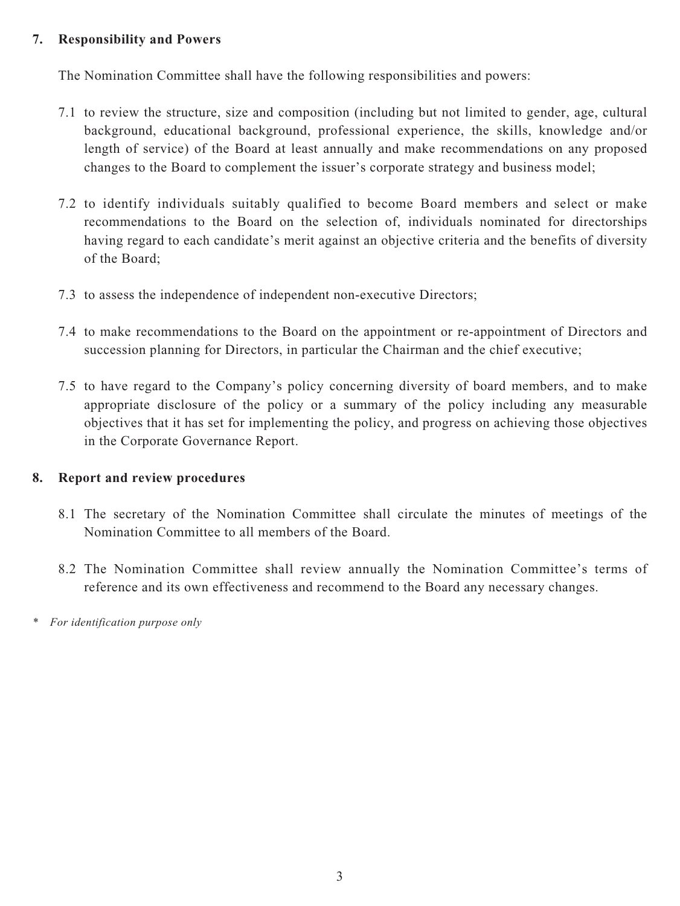## 7. Responsibility and Powers

The Nomination Committee shall have the following responsibilities and powers:

7.1 to review the structure, size and composition (including but not limited to gender, age, cultural background, educational background, professional experience, the skills, knowledge and/or length of service) of the Board at least annually and make recommendations on any proposed changes to the Board to complement the issuer's corporate strategy and business model;

7.2 to identify individuals suitably qualified to become Board members and select or make recommendations to the Board on the selection of, individuals nominated for directorships having regard to each candidate's merit against an objective criteria and the benefits of diversity of the Board;

7.3 to assess the independence of independent non-executive Directors;

7.4 to make recommendations to the Board on the appointment or re-appointment of Directors and succession planning for Directors, in particular the Chairman and the chief executive;

7.5 to have regard to the Company's policy concerning diversity of board members, and to make appropriate disclosure of the policy or a summary of the policy including any measurable objectives that it has set for implementing the policy, and progress on achieving those objectives in the Corporate Governance Report.

## 8. Report and review procedures

8.1 The secretary of the Nomination Committee shall circulate the minutes of meetings of the Nomination Committee to all members of the Board.

8.2 The Nomination Committee shall review annually the Nomination Committee's terms of reference and its own effectiveness and recommend to the Board any necessary changes.

\* *For identification purpose only*